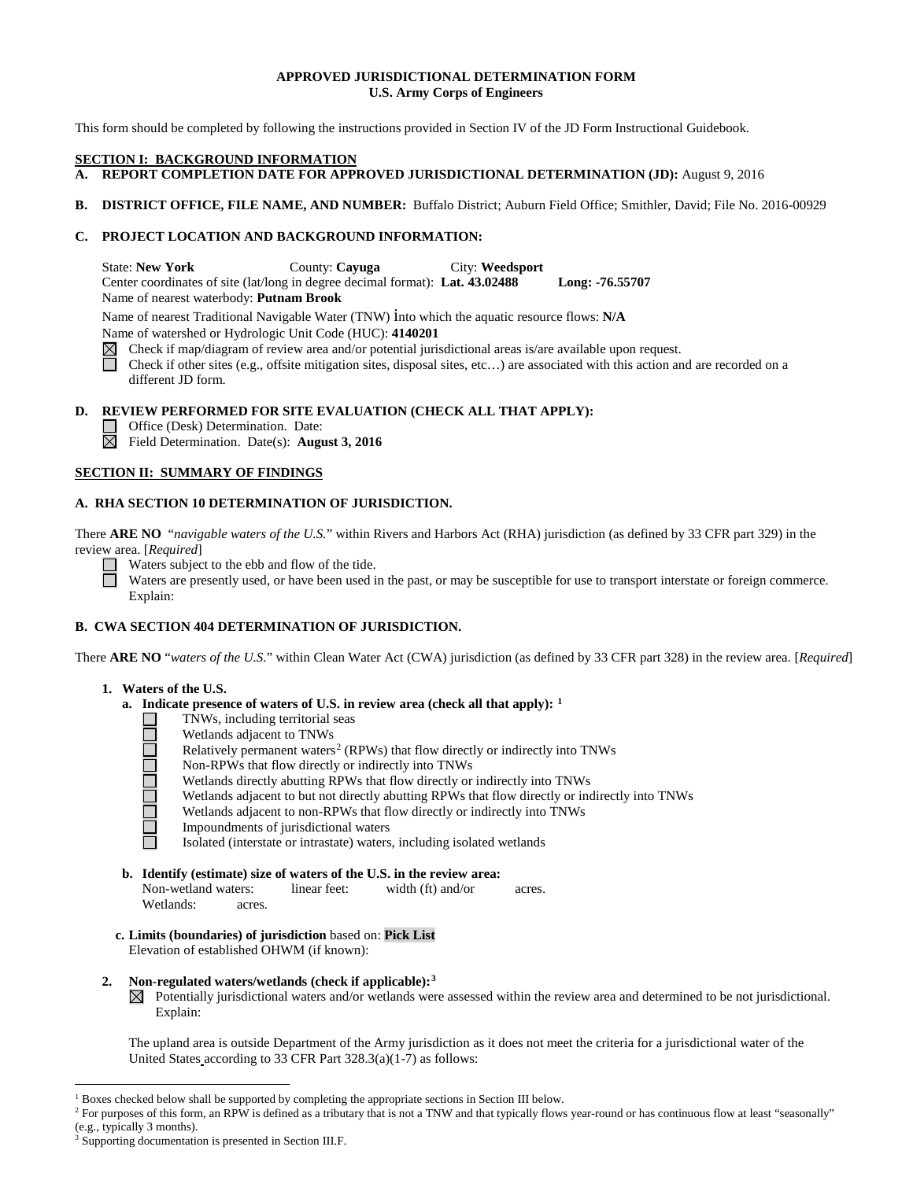**APPROVED JURISDICTIONAL DETERMINATION FORM**
**U.S. Army Corps of Engineers**

This form should be completed by following the instructions provided in Section IV of the JD Form Instructional Guidebook.

## SECTION I: BACKGROUND INFORMATION

**A. REPORT COMPLETION DATE FOR APPROVED JURISDICTIONAL DETERMINATION (JD):** August 9, 2016

**B. DISTRICT OFFICE, FILE NAME, AND NUMBER:** Buffalo District; Auburn Field Office; Smithler, David; File No. 2016-00929

**C. PROJECT LOCATION AND BACKGROUND INFORMATION:**

State: **New York** County: **Cayuga** City: **Weedsport**
Center coordinates of site (lat/long in degree decimal format): **Lat. 43.02488** **Long: -76.55707**
Name of nearest waterbody: **Putnam Brook**

Name of nearest Traditional Navigable Water (TNW) into which the aquatic resource flows: **N/A**
Name of watershed or Hydrologic Unit Code (HUC): **4140201**

- ☒ Check if map/diagram of review area and/or potential jurisdictional areas is/are available upon request.
- ☐ Check if other sites (e.g., offsite mitigation sites, disposal sites, etc…) are associated with this action and are recorded on a different JD form.

**D. REVIEW PERFORMED FOR SITE EVALUATION (CHECK ALL THAT APPLY):**

- ☐ Office (Desk) Determination. Date:
- ☒ Field Determination. Date(s): **August 3, 2016**

## SECTION II: SUMMARY OF FINDINGS

### A. RHA SECTION 10 DETERMINATION OF JURISDICTION.

There **ARE NO** "*navigable waters of the U.S.*" within Rivers and Harbors Act (RHA) jurisdiction (as defined by 33 CFR part 329) in the review area. [*Required*]

- ☐ Waters subject to the ebb and flow of the tide.
- ☐ Waters are presently used, or have been used in the past, or may be susceptible for use to transport interstate or foreign commerce. Explain:

### B. CWA SECTION 404 DETERMINATION OF JURISDICTION.

There **ARE NO** "*waters of the U.S.*" within Clean Water Act (CWA) jurisdiction (as defined by 33 CFR part 328) in the review area. [*Required*]

**1. Waters of the U.S.**

**a. Indicate presence of waters of U.S. in review area (check all that apply):** [1]

- ☐ TNWs, including territorial seas
- ☐ Wetlands adjacent to TNWs
- ☐ Relatively permanent waters[2] (RPWs) that flow directly or indirectly into TNWs
- ☐ Non-RPWs that flow directly or indirectly into TNWs
- ☐ Wetlands directly abutting RPWs that flow directly or indirectly into TNWs
- ☐ Wetlands adjacent to but not directly abutting RPWs that flow directly or indirectly into TNWs
- ☐ Wetlands adjacent to non-RPWs that flow directly or indirectly into TNWs
- ☐ Impoundments of jurisdictional waters
- ☐ Isolated (interstate or intrastate) waters, including isolated wetlands

**b. Identify (estimate) size of waters of the U.S. in the review area:**
Non-wetland waters: linear feet: width (ft) and/or acres.
Wetlands: acres.

**c. Limits (boundaries) of jurisdiction** based on: **Pick List**
Elevation of established OHWM (if known):

**2. Non-regulated waters/wetlands (check if applicable):**[3]

- ☒ Potentially jurisdictional waters and/or wetlands were assessed within the review area and determined to be not jurisdictional. Explain:

The upland area is outside Department of the Army jurisdiction as it does not meet the criteria for a jurisdictional water of the United States according to 33 CFR Part 328.3(a)(1-7) as follows:

---

[1] Boxes checked below shall be supported by completing the appropriate sections in Section III below.
[2] For purposes of this form, an RPW is defined as a tributary that is not a TNW and that typically flows year-round or has continuous flow at least "seasonally" (e.g., typically 3 months).
[3] Supporting documentation is presented in Section III.F.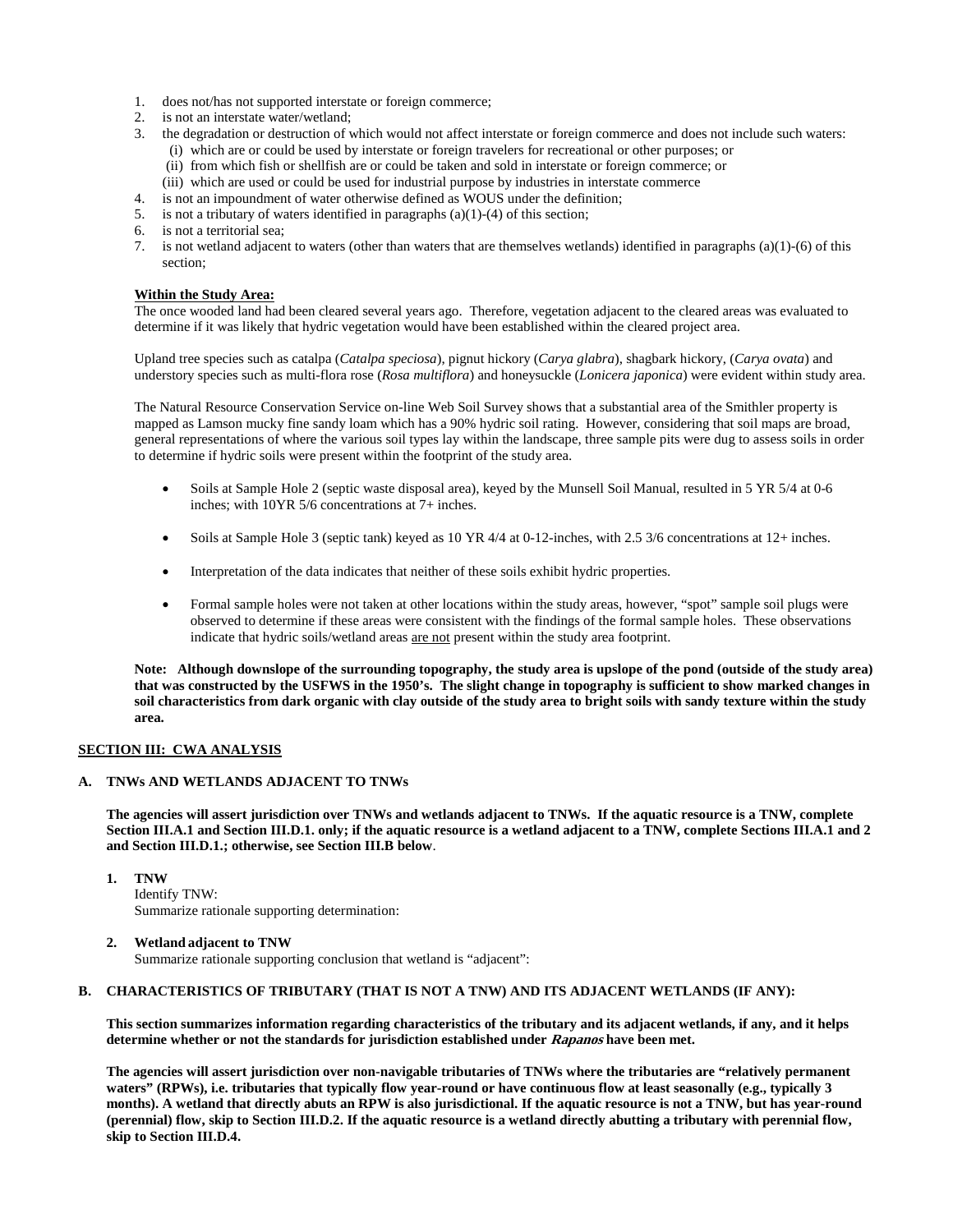1. does not/has not supported interstate or foreign commerce;
2. is not an interstate water/wetland;
3. the degradation or destruction of which would not affect interstate or foreign commerce and does not include such waters:
   (i) which are or could be used by interstate or foreign travelers for recreational or other purposes; or
   (ii) from which fish or shellfish are or could be taken and sold in interstate or foreign commerce; or
   (iii) which are used or could be used for industrial purpose by industries in interstate commerce
4. is not an impoundment of water otherwise defined as WOUS under the definition;
5. is not a tributary of waters identified in paragraphs (a)(1)-(4) of this section;
6. is not a territorial sea;
7. is not wetland adjacent to waters (other than waters that are themselves wetlands) identified in paragraphs (a)(1)-(6) of this section;

**Within the Study Area:**

The once wooded land had been cleared several years ago. Therefore, vegetation adjacent to the cleared areas was evaluated to determine if it was likely that hydric vegetation would have been established within the cleared project area.

Upland tree species such as catalpa (*Catalpa speciosa*), pignut hickory (*Carya glabra*), shagbark hickory, (*Carya ovata*) and understory species such as multi-flora rose (*Rosa multiflora*) and honeysuckle (*Lonicera japonica*) were evident within study area.

The Natural Resource Conservation Service on-line Web Soil Survey shows that a substantial area of the Smithler property is mapped as Lamson mucky fine sandy loam which has a 90% hydric soil rating. However, considering that soil maps are broad, general representations of where the various soil types lay within the landscape, three sample pits were dug to assess soils in order to determine if hydric soils were present within the footprint of the study area.

- Soils at Sample Hole 2 (septic waste disposal area), keyed by the Munsell Soil Manual, resulted in 5 YR 5/4 at 0-6 inches; with 10YR 5/6 concentrations at 7+ inches.
- Soils at Sample Hole 3 (septic tank) keyed as 10 YR 4/4 at 0-12-inches, with 2.5 3/6 concentrations at 12+ inches.
- Interpretation of the data indicates that neither of these soils exhibit hydric properties.
- Formal sample holes were not taken at other locations within the study areas, however, "spot" sample soil plugs were observed to determine if these areas were consistent with the findings of the formal sample holes. These observations indicate that hydric soils/wetland areas are not present within the study area footprint.

**Note: Although downslope of the surrounding topography, the study area is upslope of the pond (outside of the study area) that was constructed by the USFWS in the 1950's. The slight change in topography is sufficient to show marked changes in soil characteristics from dark organic with clay outside of the study area to bright soils with sandy texture within the study area.**

## SECTION III: CWA ANALYSIS

### A. TNWs AND WETLANDS ADJACENT TO TNWs

**The agencies will assert jurisdiction over TNWs and wetlands adjacent to TNWs. If the aquatic resource is a TNW, complete Section III.A.1 and Section III.D.1. only; if the aquatic resource is a wetland adjacent to a TNW, complete Sections III.A.1 and 2 and Section III.D.1.; otherwise, see Section III.B below**.

**1. TNW**

Identify TNW:

Summarize rationale supporting determination:

**2. Wetland adjacent to TNW**

Summarize rationale supporting conclusion that wetland is "adjacent":

### B. CHARACTERISTICS OF TRIBUTARY (THAT IS NOT A TNW) AND ITS ADJACENT WETLANDS (IF ANY):

**This section summarizes information regarding characteristics of the tributary and its adjacent wetlands, if any, and it helps determine whether or not the standards for jurisdiction established under *Rapanos* have been met.**

**The agencies will assert jurisdiction over non-navigable tributaries of TNWs where the tributaries are "relatively permanent waters" (RPWs), i.e. tributaries that typically flow year-round or have continuous flow at least seasonally (e.g., typically 3 months). A wetland that directly abuts an RPW is also jurisdictional. If the aquatic resource is not a TNW, but has year-round (perennial) flow, skip to Section III.D.2. If the aquatic resource is a wetland directly abutting a tributary with perennial flow, skip to Section III.D.4.**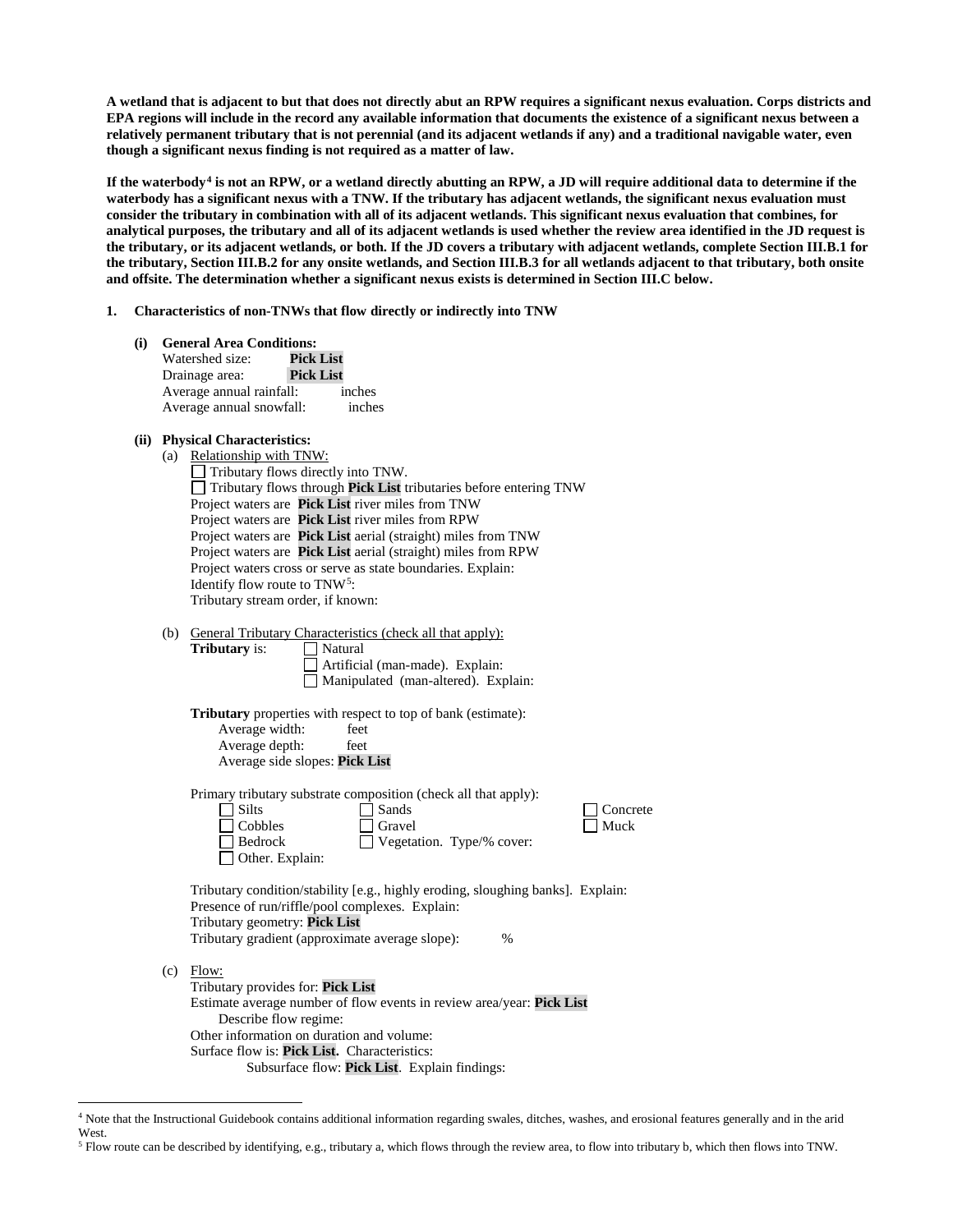**A wetland that is adjacent to but that does not directly abut an RPW requires a significant nexus evaluation. Corps districts and EPA regions will include in the record any available information that documents the existence of a significant nexus between a relatively permanent tributary that is not perennial (and its adjacent wetlands if any) and a traditional navigable water, even though a significant nexus finding is not required as a matter of law.**

**If the waterbody[4] is not an RPW, or a wetland directly abutting an RPW, a JD will require additional data to determine if the waterbody has a significant nexus with a TNW. If the tributary has adjacent wetlands, the significant nexus evaluation must consider the tributary in combination with all of its adjacent wetlands. This significant nexus evaluation that combines, for analytical purposes, the tributary and all of its adjacent wetlands is used whether the review area identified in the JD request is the tributary, or its adjacent wetlands, or both. If the JD covers a tributary with adjacent wetlands, complete Section III.B.1 for the tributary, Section III.B.2 for any onsite wetlands, and Section III.B.3 for all wetlands adjacent to that tributary, both onsite and offsite. The determination whether a significant nexus exists is determined in Section III.C below.**

**1. Characteristics of non-TNWs that flow directly or indirectly into TNW**

**(i) General Area Conditions:**

Watershed size: **Pick List**
Drainage area: **Pick List**
Average annual rainfall: inches
Average annual snowfall: inches

**(ii) Physical Characteristics:**

(a) Relationship with TNW:

☐ Tributary flows directly into TNW.
☐ Tributary flows through **Pick List** tributaries before entering TNW
Project waters are **Pick List** river miles from TNW
Project waters are **Pick List** river miles from RPW
Project waters are **Pick List** aerial (straight) miles from TNW
Project waters are **Pick List** aerial (straight) miles from RPW
Project waters cross or serve as state boundaries. Explain:
Identify flow route to TNW[5]:
Tributary stream order, if known:

(b) General Tributary Characteristics (check all that apply):

**Tributary** is: ☐ Natural
☐ Artificial (man-made). Explain:
☐ Manipulated (man-altered). Explain:

**Tributary** properties with respect to top of bank (estimate):
Average width: feet
Average depth: feet
Average side slopes: **Pick List**

Primary tributary substrate composition (check all that apply):

☐ Silts ☐ Sands ☐ Concrete
☐ Cobbles ☐ Gravel ☐ Muck
☐ Bedrock ☐ Vegetation. Type/% cover:
☐ Other. Explain:

Tributary condition/stability [e.g., highly eroding, sloughing banks]. Explain:
Presence of run/riffle/pool complexes. Explain:
Tributary geometry: **Pick List**
Tributary gradient (approximate average slope): %

(c) Flow:

Tributary provides for: **Pick List**
Estimate average number of flow events in review area/year: **Pick List**
Describe flow regime:
Other information on duration and volume:
Surface flow is: **Pick List.** Characteristics:
Subsurface flow: **Pick List**. Explain findings:

---

[4] Note that the Instructional Guidebook contains additional information regarding swales, ditches, washes, and erosional features generally and in the arid West.

[5] Flow route can be described by identifying, e.g., tributary a, which flows through the review area, to flow into tributary b, which then flows into TNW.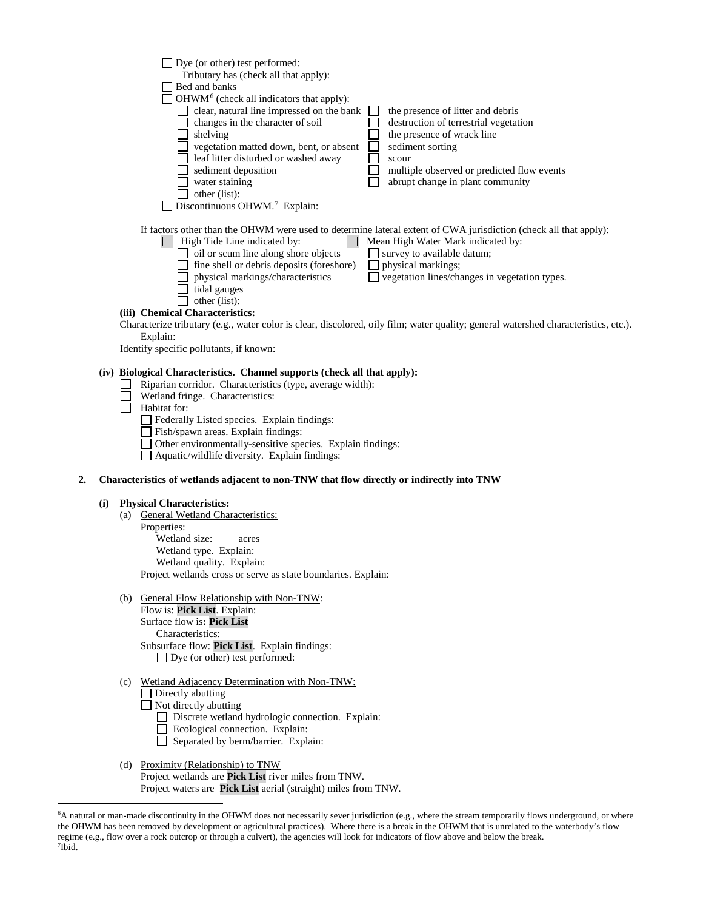☐ Dye (or other) test performed:

Tributary has (check all that apply):

☐ Bed and banks

☐ OHWM[6] (check all indicators that apply):

- ☐ clear, natural line impressed on the bank
- ☐ changes in the character of soil
- ☐ shelving
- ☐ vegetation matted down, bent, or absent
- ☐ leaf litter disturbed or washed away
- ☐ sediment deposition
- ☐ water staining
- ☐ other (list):
- ☐ the presence of litter and debris
- ☐ destruction of terrestrial vegetation
- ☐ the presence of wrack line
- ☐ sediment sorting
- ☐ scour
- ☐ multiple observed or predicted flow events
- ☐ abrupt change in plant community

☐ Discontinuous OHWM.[7] Explain:

If factors other than the OHWM were used to determine lateral extent of CWA jurisdiction (check all that apply):

☐ High Tide Line indicated by:

- ☐ oil or scum line along shore objects
- ☐ fine shell or debris deposits (foreshore)
- ☐ physical markings/characteristics
- ☐ tidal gauges
- ☐ other (list):

☐ Mean High Water Mark indicated by:

- ☐ survey to available datum;
- ☐ physical markings;
- ☐ vegetation lines/changes in vegetation types.

**(iii) Chemical Characteristics:**

Characterize tributary (e.g., water color is clear, discolored, oily film; water quality; general watershed characteristics, etc.). Explain:

Identify specific pollutants, if known:

**(iv) Biological Characteristics. Channel supports (check all that apply):**

☐ Riparian corridor. Characteristics (type, average width):

☐ Wetland fringe. Characteristics:

☐ Habitat for:

- ☐ Federally Listed species. Explain findings:
- ☐ Fish/spawn areas. Explain findings:
- ☐ Other environmentally-sensitive species. Explain findings:
- ☐ Aquatic/wildlife diversity. Explain findings:

**2. Characteristics of wetlands adjacent to non-TNW that flow directly or indirectly into TNW**

**(i) Physical Characteristics:**

(a) General Wetland Characteristics:

Properties:

Wetland size: acres

Wetland type. Explain:

Wetland quality. Explain:

Project wetlands cross or serve as state boundaries. Explain:

(b) General Flow Relationship with Non-TNW:

Flow is: **Pick List**. Explain:

Surface flow is: **Pick List**

Characteristics:

Subsurface flow: **Pick List**. Explain findings:

☐ Dye (or other) test performed:

(c) Wetland Adjacency Determination with Non-TNW:

☐ Directly abutting

☐ Not directly abutting

- ☐ Discrete wetland hydrologic connection. Explain:
- ☐ Ecological connection. Explain:
- ☐ Separated by berm/barrier. Explain:

(d) Proximity (Relationship) to TNW

Project wetlands are **Pick List** river miles from TNW.

Project waters are **Pick List** aerial (straight) miles from TNW.

---

[6] A natural or man-made discontinuity in the OHWM does not necessarily sever jurisdiction (e.g., where the stream temporarily flows underground, or where the OHWM has been removed by development or agricultural practices). Where there is a break in the OHWM that is unrelated to the waterbody's flow regime (e.g., flow over a rock outcrop or through a culvert), the agencies will look for indicators of flow above and below the break.

[7] Ibid.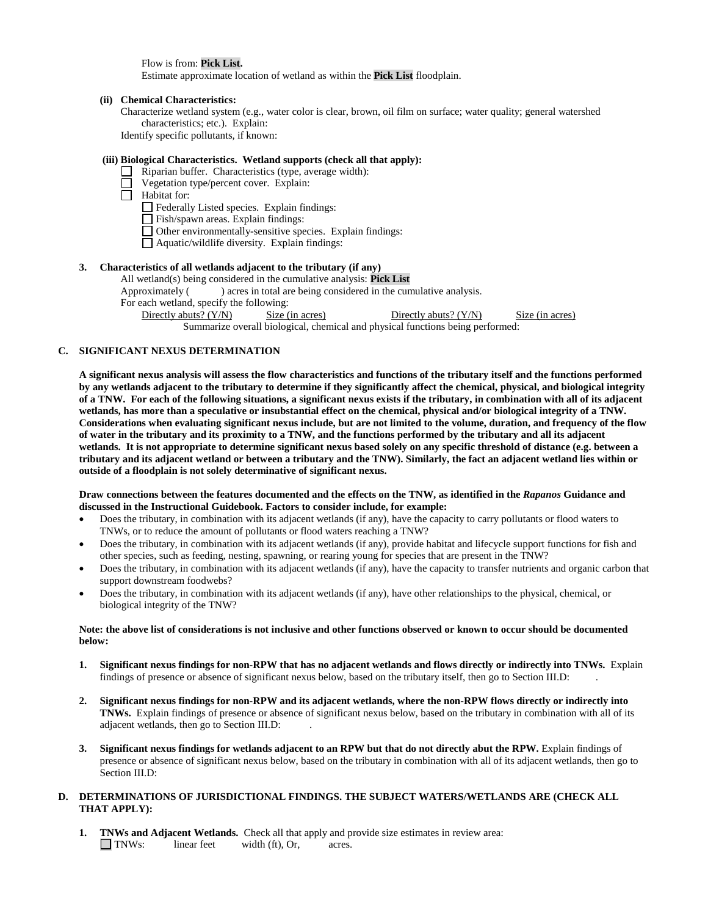Flow is from: **Pick List.**
Estimate approximate location of wetland as within the **Pick List** floodplain.

**(ii) Chemical Characteristics:**

Characterize wetland system (e.g., water color is clear, brown, oil film on surface; water quality; general watershed characteristics; etc.). Explain:
Identify specific pollutants, if known:

**(iii) Biological Characteristics. Wetland supports (check all that apply):**

- ☐ Riparian buffer. Characteristics (type, average width):
- ☐ Vegetation type/percent cover. Explain:
- ☐ Habitat for:
  - ☐ Federally Listed species. Explain findings:
  - ☐ Fish/spawn areas. Explain findings:
  - ☐ Other environmentally-sensitive species. Explain findings:
  - ☐ Aquatic/wildlife diversity. Explain findings:

**3. Characteristics of all wetlands adjacent to the tributary (if any)**

All wetland(s) being considered in the cumulative analysis: **Pick List**
Approximately ( ) acres in total are being considered in the cumulative analysis.
For each wetland, specify the following:

| Directly abuts? (Y/N) | Size (in acres) | Directly abuts? (Y/N) | Size (in acres) |
|---|---|---|---|

Summarize overall biological, chemical and physical functions being performed:

## C. SIGNIFICANT NEXUS DETERMINATION

**A significant nexus analysis will assess the flow characteristics and functions of the tributary itself and the functions performed by any wetlands adjacent to the tributary to determine if they significantly affect the chemical, physical, and biological integrity of a TNW. For each of the following situations, a significant nexus exists if the tributary, in combination with all of its adjacent wetlands, has more than a speculative or insubstantial effect on the chemical, physical and/or biological integrity of a TNW. Considerations when evaluating significant nexus include, but are not limited to the volume, duration, and frequency of the flow of water in the tributary and its proximity to a TNW, and the functions performed by the tributary and all its adjacent wetlands. It is not appropriate to determine significant nexus based solely on any specific threshold of distance (e.g. between a tributary and its adjacent wetland or between a tributary and the TNW). Similarly, the fact an adjacent wetland lies within or outside of a floodplain is not solely determinative of significant nexus.**

**Draw connections between the features documented and the effects on the TNW, as identified in the *Rapanos* Guidance and discussed in the Instructional Guidebook. Factors to consider include, for example:**

- Does the tributary, in combination with its adjacent wetlands (if any), have the capacity to carry pollutants or flood waters to TNWs, or to reduce the amount of pollutants or flood waters reaching a TNW?
- Does the tributary, in combination with its adjacent wetlands (if any), provide habitat and lifecycle support functions for fish and other species, such as feeding, nesting, spawning, or rearing young for species that are present in the TNW?
- Does the tributary, in combination with its adjacent wetlands (if any), have the capacity to transfer nutrients and organic carbon that support downstream foodwebs?
- Does the tributary, in combination with its adjacent wetlands (if any), have other relationships to the physical, chemical, or biological integrity of the TNW?

**Note: the above list of considerations is not inclusive and other functions observed or known to occur should be documented below:**

1. **Significant nexus findings for non-RPW that has no adjacent wetlands and flows directly or indirectly into TNWs.** Explain findings of presence or absence of significant nexus below, based on the tributary itself, then go to Section III.D: .

2. **Significant nexus findings for non-RPW and its adjacent wetlands, where the non-RPW flows directly or indirectly into TNWs.** Explain findings of presence or absence of significant nexus below, based on the tributary in combination with all of its adjacent wetlands, then go to Section III.D: .

3. **Significant nexus findings for wetlands adjacent to an RPW but that do not directly abut the RPW.** Explain findings of presence or absence of significant nexus below, based on the tributary in combination with all of its adjacent wetlands, then go to Section III.D:

## D. DETERMINATIONS OF JURISDICTIONAL FINDINGS. THE SUBJECT WATERS/WETLANDS ARE (CHECK ALL THAT APPLY):

1. **TNWs and Adjacent Wetlands.** Check all that apply and provide size estimates in review area:
   ☐ TNWs: linear feet width (ft), Or, acres.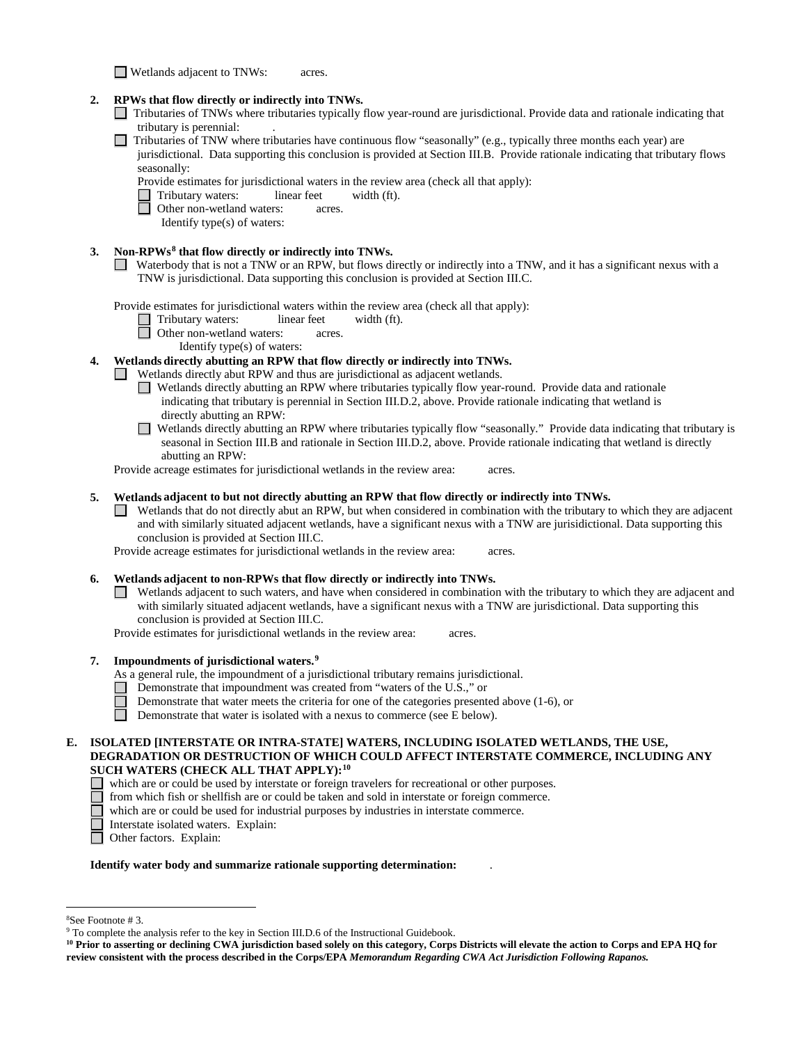☐ Wetlands adjacent to TNWs: acres.

**2. RPWs that flow directly or indirectly into TNWs.**

☐ Tributaries of TNWs where tributaries typically flow year-round are jurisdictional. Provide data and rationale indicating that tributary is perennial: .

☐ Tributaries of TNW where tributaries have continuous flow "seasonally" (e.g., typically three months each year) are jurisdictional. Data supporting this conclusion is provided at Section III.B. Provide rationale indicating that tributary flows seasonally:

Provide estimates for jurisdictional waters in the review area (check all that apply):

☐ Tributary waters: linear feet width (ft).

☐ Other non-wetland waters: acres.

Identify type(s) of waters:

**3. Non-RPWs[8] that flow directly or indirectly into TNWs.**

☐ Waterbody that is not a TNW or an RPW, but flows directly or indirectly into a TNW, and it has a significant nexus with a TNW is jurisdictional. Data supporting this conclusion is provided at Section III.C.

Provide estimates for jurisdictional waters within the review area (check all that apply):

☐ Tributary waters: linear feet width (ft).

☐ Other non-wetland waters: acres.

Identify type(s) of waters:

**4. Wetlands directly abutting an RPW that flow directly or indirectly into TNWs.**

☐ Wetlands directly abut RPW and thus are jurisdictional as adjacent wetlands.

☐ Wetlands directly abutting an RPW where tributaries typically flow year-round. Provide data and rationale indicating that tributary is perennial in Section III.D.2, above. Provide rationale indicating that wetland is directly abutting an RPW:

☐ Wetlands directly abutting an RPW where tributaries typically flow "seasonally." Provide data indicating that tributary is seasonal in Section III.B and rationale in Section III.D.2, above. Provide rationale indicating that wetland is directly abutting an RPW:

Provide acreage estimates for jurisdictional wetlands in the review area: acres.

**5. Wetlands adjacent to but not directly abutting an RPW that flow directly or indirectly into TNWs.**

☐ Wetlands that do not directly abut an RPW, but when considered in combination with the tributary to which they are adjacent and with similarly situated adjacent wetlands, have a significant nexus with a TNW are jurisidictional. Data supporting this conclusion is provided at Section III.C.

Provide acreage estimates for jurisdictional wetlands in the review area: acres.

**6. Wetlands adjacent to non-RPWs that flow directly or indirectly into TNWs.**

☐ Wetlands adjacent to such waters, and have when considered in combination with the tributary to which they are adjacent and with similarly situated adjacent wetlands, have a significant nexus with a TNW are jurisdictional. Data supporting this conclusion is provided at Section III.C.

Provide estimates for jurisdictional wetlands in the review area: acres.

**7. Impoundments of jurisdictional waters.[9]**

As a general rule, the impoundment of a jurisdictional tributary remains jurisdictional.

☐ Demonstrate that impoundment was created from "waters of the U.S.," or

☐ Demonstrate that water meets the criteria for one of the categories presented above (1-6), or

☐ Demonstrate that water is isolated with a nexus to commerce (see E below).

**E. ISOLATED [INTERSTATE OR INTRA-STATE] WATERS, INCLUDING ISOLATED WETLANDS, THE USE, DEGRADATION OR DESTRUCTION OF WHICH COULD AFFECT INTERSTATE COMMERCE, INCLUDING ANY SUCH WATERS (CHECK ALL THAT APPLY):[10]**

☐ which are or could be used by interstate or foreign travelers for recreational or other purposes.

☐ from which fish or shellfish are or could be taken and sold in interstate or foreign commerce.

☐ which are or could be used for industrial purposes by industries in interstate commerce.

☐ Interstate isolated waters. Explain:

☐ Other factors. Explain:

**Identify water body and summarize rationale supporting determination:** .

---

[8] See Footnote # 3.

[9] To complete the analysis refer to the key in Section III.D.6 of the Instructional Guidebook.

**[10] Prior to asserting or declining CWA jurisdiction based solely on this category, Corps Districts will elevate the action to Corps and EPA HQ for review consistent with the process described in the Corps/EPA *Memorandum Regarding CWA Act Jurisdiction Following Rapanos.***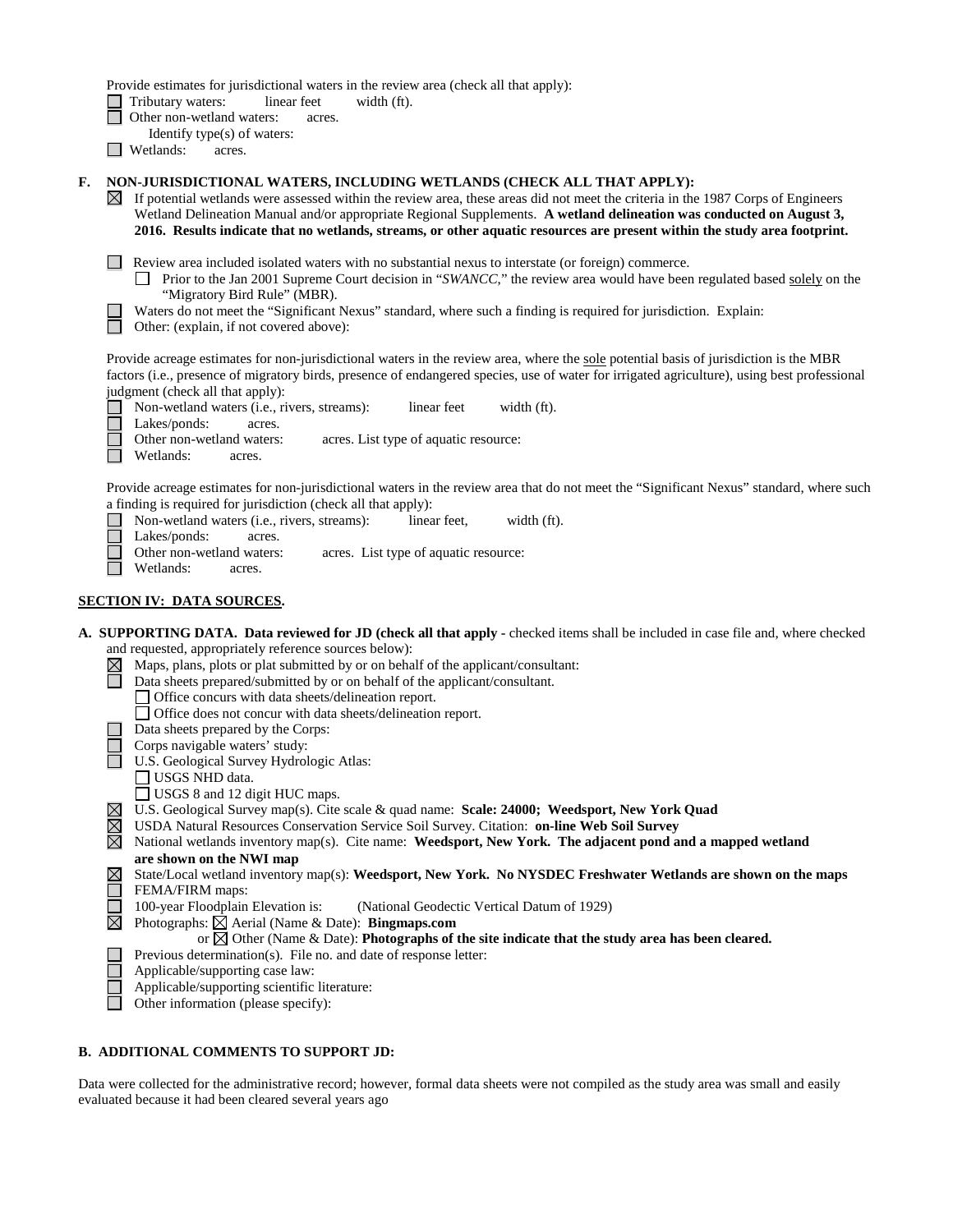Provide estimates for jurisdictional waters in the review area (check all that apply):

☐ Tributary waters: linear feet width (ft).
☐ Other non-wetland waters: acres.
Identify type(s) of waters:
☐ Wetlands: acres.

**F. NON-JURISDICTIONAL WATERS, INCLUDING WETLANDS (CHECK ALL THAT APPLY):**

☒ If potential wetlands were assessed within the review area, these areas did not meet the criteria in the 1987 Corps of Engineers Wetland Delineation Manual and/or appropriate Regional Supplements. **A wetland delineation was conducted on August 3, 2016. Results indicate that no wetlands, streams, or other aquatic resources are present within the study area footprint.**

☐ Review area included isolated waters with no substantial nexus to interstate (or foreign) commerce.
☐ Prior to the Jan 2001 Supreme Court decision in "*SWANCC*," the review area would have been regulated based solely on the "Migratory Bird Rule" (MBR).
☐ Waters do not meet the "Significant Nexus" standard, where such a finding is required for jurisdiction. Explain:
☐ Other: (explain, if not covered above):

Provide acreage estimates for non-jurisdictional waters in the review area, where the sole potential basis of jurisdiction is the MBR factors (i.e., presence of migratory birds, presence of endangered species, use of water for irrigated agriculture), using best professional judgment (check all that apply):

☐ Non-wetland waters (i.e., rivers, streams): linear feet width (ft).
☐ Lakes/ponds: acres.
☐ Other non-wetland waters: acres. List type of aquatic resource:
☐ Wetlands: acres.

Provide acreage estimates for non-jurisdictional waters in the review area that do not meet the "Significant Nexus" standard, where such a finding is required for jurisdiction (check all that apply):

☐ Non-wetland waters (i.e., rivers, streams): linear feet, width (ft).
☐ Lakes/ponds: acres.
☐ Other non-wetland waters: acres. List type of aquatic resource:
☐ Wetlands: acres.

## SECTION IV: DATA SOURCES.

**A. SUPPORTING DATA. Data reviewed for JD (check all that apply** - checked items shall be included in case file and, where checked and requested, appropriately reference sources below):

☒ Maps, plans, plots or plat submitted by or on behalf of the applicant/consultant:
☐ Data sheets prepared/submitted by or on behalf of the applicant/consultant.
☐ Office concurs with data sheets/delineation report.
☐ Office does not concur with data sheets/delineation report.
☐ Data sheets prepared by the Corps:
☐ Corps navigable waters' study:
☐ U.S. Geological Survey Hydrologic Atlas:
☐ USGS NHD data.
☐ USGS 8 and 12 digit HUC maps.
☒ U.S. Geological Survey map(s). Cite scale & quad name: **Scale: 24000; Weedsport, New York Quad**
☒ USDA Natural Resources Conservation Service Soil Survey. Citation: **on-line Web Soil Survey**
☒ National wetlands inventory map(s). Cite name: **Weedsport, New York. The adjacent pond and a mapped wetland are shown on the NWI map**
☒ State/Local wetland inventory map(s): **Weedsport, New York. No NYSDEC Freshwater Wetlands are shown on the maps**
☐ FEMA/FIRM maps:
☐ 100-year Floodplain Elevation is: (National Geodectic Vertical Datum of 1929)
☒ Photographs: ☒ Aerial (Name & Date): **Bingmaps.com**
or ☒ Other (Name & Date): **Photographs of the site indicate that the study area has been cleared.**
☐ Previous determination(s). File no. and date of response letter:
☐ Applicable/supporting case law:
☐ Applicable/supporting scientific literature:
☐ Other information (please specify):

**B. ADDITIONAL COMMENTS TO SUPPORT JD:**

Data were collected for the administrative record; however, formal data sheets were not compiled as the study area was small and easily evaluated because it had been cleared several years ago